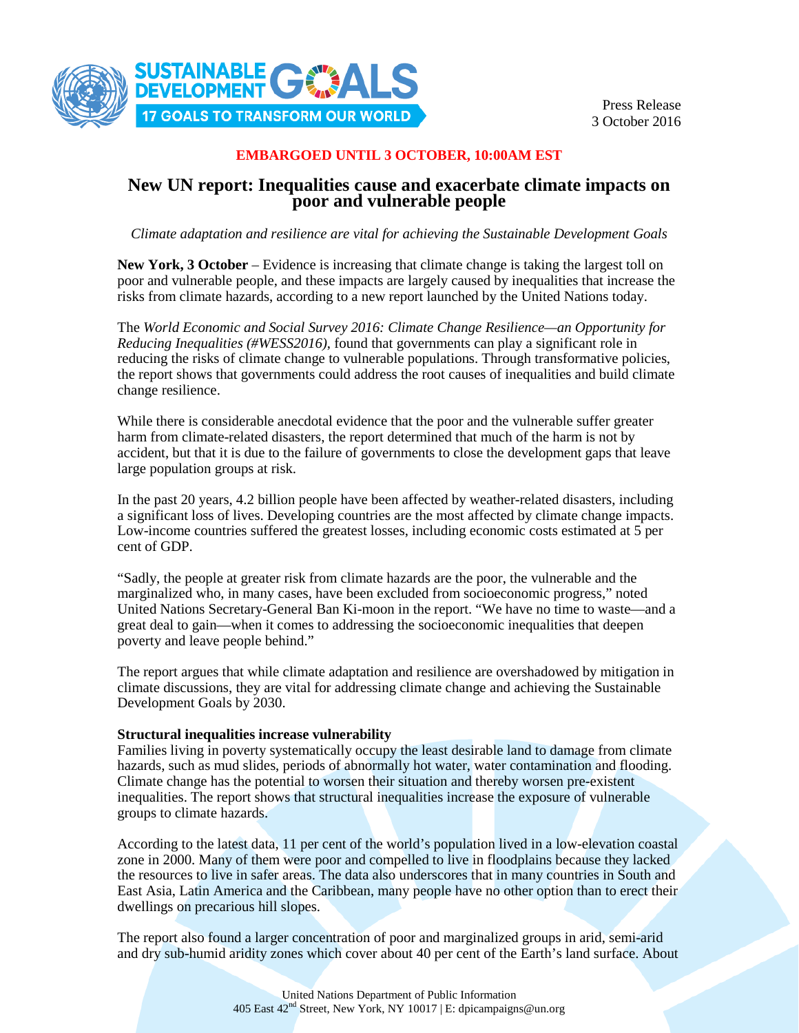Press Release
3 October 2016

**EMBARGOED UNTIL 3 OCTOBER, 10:00AM EST**

# New UN report: Inequalities cause and exacerbate climate impacts on poor and vulnerable people

*Climate adaptation and resilience are vital for achieving the Sustainable Development Goals*

**New York, 3 October** – Evidence is increasing that climate change is taking the largest toll on poor and vulnerable people, and these impacts are largely caused by inequalities that increase the risks from climate hazards, according to a new report launched by the United Nations today.

The *World Economic and Social Survey 2016: Climate Change Resilience—an Opportunity for Reducing Inequalities (#WESS2016)*, found that governments can play a significant role in reducing the risks of climate change to vulnerable populations. Through transformative policies, the report shows that governments could address the root causes of inequalities and build climate change resilience.

While there is considerable anecdotal evidence that the poor and the vulnerable suffer greater harm from climate-related disasters, the report determined that much of the harm is not by accident, but that it is due to the failure of governments to close the development gaps that leave large population groups at risk.

In the past 20 years, 4.2 billion people have been affected by weather-related disasters, including a significant loss of lives. Developing countries are the most affected by climate change impacts. Low-income countries suffered the greatest losses, including economic costs estimated at 5 per cent of GDP.

"Sadly, the people at greater risk from climate hazards are the poor, the vulnerable and the marginalized who, in many cases, have been excluded from socioeconomic progress," noted United Nations Secretary-General Ban Ki-moon in the report. "We have no time to waste—and a great deal to gain—when it comes to addressing the socioeconomic inequalities that deepen poverty and leave people behind."

The report argues that while climate adaptation and resilience are overshadowed by mitigation in climate discussions, they are vital for addressing climate change and achieving the Sustainable Development Goals by 2030.

**Structural inequalities increase vulnerability**

Families living in poverty systematically occupy the least desirable land to damage from climate hazards, such as mud slides, periods of abnormally hot water, water contamination and flooding. Climate change has the potential to worsen their situation and thereby worsen pre-existent inequalities. The report shows that structural inequalities increase the exposure of vulnerable groups to climate hazards.

According to the latest data, 11 per cent of the world's population lived in a low-elevation coastal zone in 2000. Many of them were poor and compelled to live in floodplains because they lacked the resources to live in safer areas. The data also underscores that in many countries in South and East Asia, Latin America and the Caribbean, many people have no other option than to erect their dwellings on precarious hill slopes.

The report also found a larger concentration of poor and marginalized groups in arid, semi-arid and dry sub-humid aridity zones which cover about 40 per cent of the Earth's land surface. About

United Nations Department of Public Information
405 East 42nd Street, New York, NY 10017 | E: dpicampaigns@un.org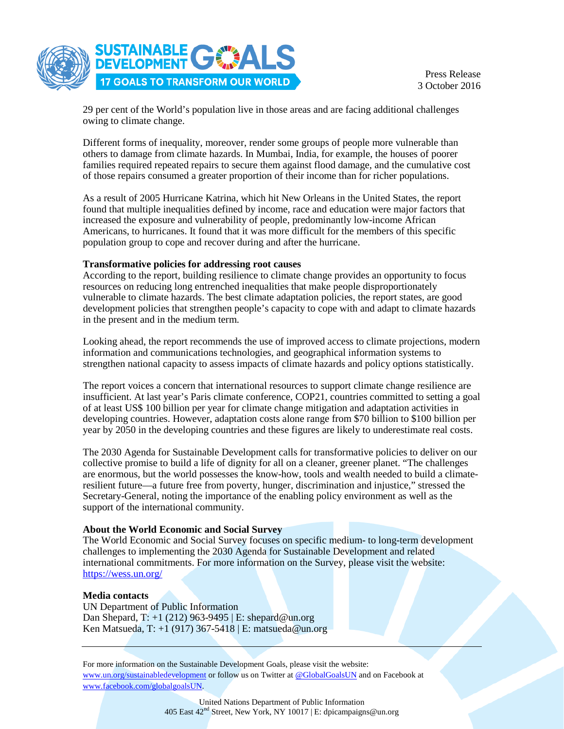29 per cent of the World's population live in those areas and are facing additional challenges owing to climate change.

Different forms of inequality, moreover, render some groups of people more vulnerable than others to damage from climate hazards. In Mumbai, India, for example, the houses of poorer families required repeated repairs to secure them against flood damage, and the cumulative cost of those repairs consumed a greater proportion of their income than for richer populations.

As a result of 2005 Hurricane Katrina, which hit New Orleans in the United States, the report found that multiple inequalities defined by income, race and education were major factors that increased the exposure and vulnerability of people, predominantly low-income African Americans, to hurricanes. It found that it was more difficult for the members of this specific population group to cope and recover during and after the hurricane.

**Transformative policies for addressing root causes**

According to the report, building resilience to climate change provides an opportunity to focus resources on reducing long entrenched inequalities that make people disproportionately vulnerable to climate hazards. The best climate adaptation policies, the report states, are good development policies that strengthen people's capacity to cope with and adapt to climate hazards in the present and in the medium term.

Looking ahead, the report recommends the use of improved access to climate projections, modern information and communications technologies, and geographical information systems to strengthen national capacity to assess impacts of climate hazards and policy options statistically.

The report voices a concern that international resources to support climate change resilience are insufficient. At last year's Paris climate conference, COP21, countries committed to setting a goal of at least US$ 100 billion per year for climate change mitigation and adaptation activities in developing countries. However, adaptation costs alone range from $70 billion to $100 billion per year by 2050 in the developing countries and these figures are likely to underestimate real costs.

The 2030 Agenda for Sustainable Development calls for transformative policies to deliver on our collective promise to build a life of dignity for all on a cleaner, greener planet. "The challenges are enormous, but the world possesses the know-how, tools and wealth needed to build a climate-resilient future—a future free from poverty, hunger, discrimination and injustice," stressed the Secretary-General, noting the importance of the enabling policy environment as well as the support of the international community.

**About the World Economic and Social Survey**

The World Economic and Social Survey focuses on specific medium- to long-term development challenges to implementing the 2030 Agenda for Sustainable Development and related international commitments. For more information on the Survey, please visit the website: https://wess.un.org/

**Media contacts**

UN Department of Public Information
Dan Shepard, T: +1 (212) 963-9495 | E: shepard@un.org
Ken Matsueda, T: +1 (917) 367-5418 | E: matsueda@un.org

---

For more information on the Sustainable Development Goals, please visit the website: www.un.org/sustainabledevelopment or follow us on Twitter at @GlobalGoalsUN and on Facebook at www.facebook.com/globalgoalsUN.

United Nations Department of Public Information
405 East 42nd Street, New York, NY 10017 | E: dpicampaigns@un.org